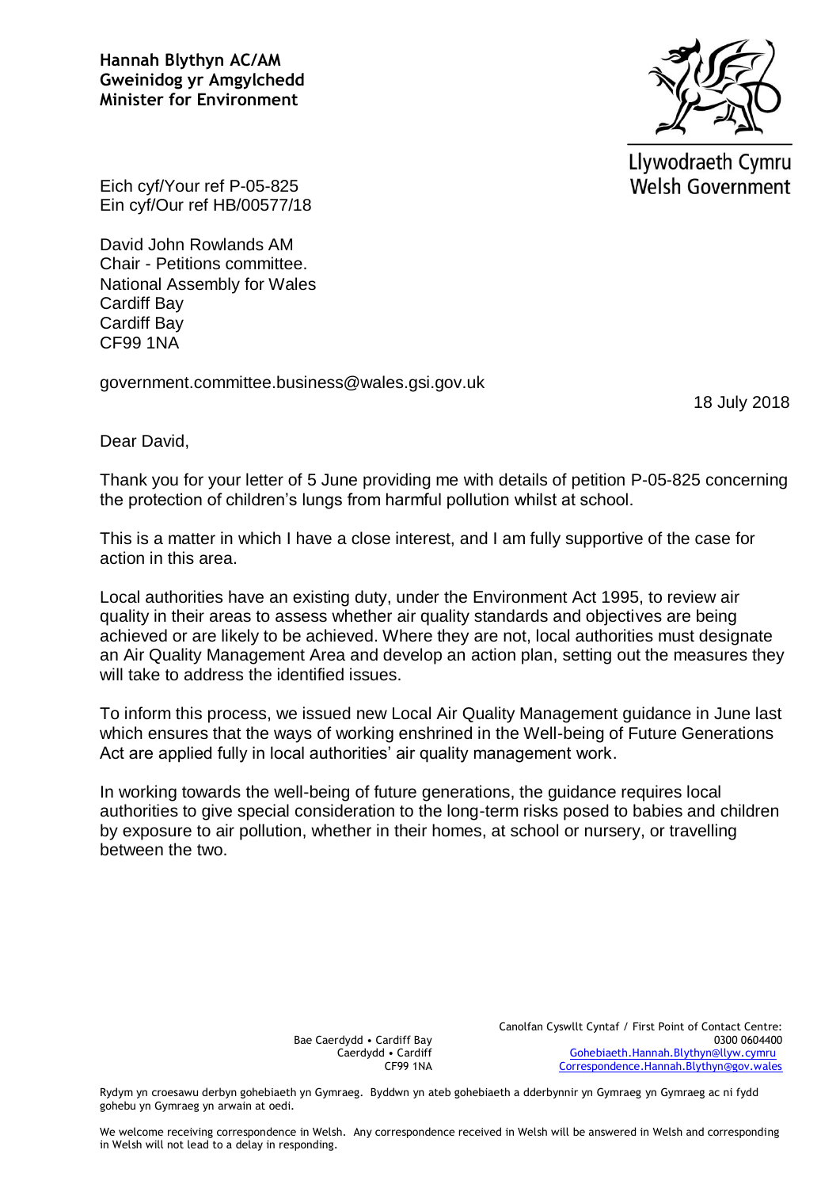**Hannah Blythyn AC/AM**
**Gweinidog yr Amgylchedd**
**Minister for Environment**

Llywodraeth Cymru
Welsh Government

Eich cyf/Your ref P-05-825
Ein cyf/Our ref HB/00577/18

David John Rowlands AM
Chair - Petitions committee.
National Assembly for Wales
Cardiff Bay
Cardiff Bay
CF99 1NA

government.committee.business@wales.gsi.gov.uk

18 July 2018

Dear David,

Thank you for your letter of 5 June providing me with details of petition P-05-825 concerning the protection of children's lungs from harmful pollution whilst at school.

This is a matter in which I have a close interest, and I am fully supportive of the case for action in this area.

Local authorities have an existing duty, under the Environment Act 1995, to review air quality in their areas to assess whether air quality standards and objectives are being achieved or are likely to be achieved. Where they are not, local authorities must designate an Air Quality Management Area and develop an action plan, setting out the measures they will take to address the identified issues.

To inform this process, we issued new Local Air Quality Management guidance in June last which ensures that the ways of working enshrined in the Well-being of Future Generations Act are applied fully in local authorities' air quality management work.

In working towards the well-being of future generations, the guidance requires local authorities to give special consideration to the long-term risks posed to babies and children by exposure to air pollution, whether in their homes, at school or nursery, or travelling between the two.

Bae Caerdydd • Cardiff Bay
Caerdydd • Cardiff
CF99 1NA

Canolfan Cyswllt Cyntaf / First Point of Contact Centre:
0300 0604400
Gohebiaeth.Hannah.Blythyn@llyw.cymru
Correspondence.Hannah.Blythyn@gov.wales

Rydym yn croesawu derbyn gohebiaeth yn Gymraeg. Byddwn yn ateb gohebiaeth a dderbynnir yn Gymraeg yn Gymraeg ac ni fydd gohebu yn Gymraeg yn arwain at oedi.

We welcome receiving correspondence in Welsh. Any correspondence received in Welsh will be answered in Welsh and corresponding in Welsh will not lead to a delay in responding.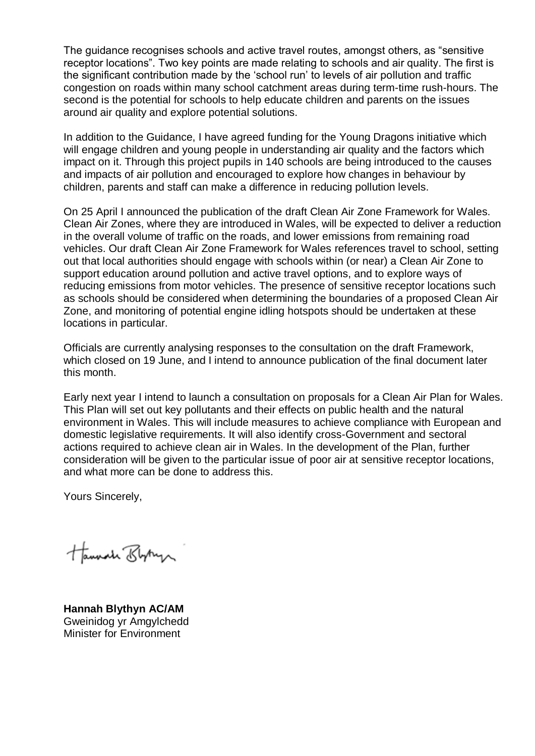The guidance recognises schools and active travel routes, amongst others, as "sensitive receptor locations". Two key points are made relating to schools and air quality. The first is the significant contribution made by the 'school run' to levels of air pollution and traffic congestion on roads within many school catchment areas during term-time rush-hours. The second is the potential for schools to help educate children and parents on the issues around air quality and explore potential solutions.

In addition to the Guidance, I have agreed funding for the Young Dragons initiative which will engage children and young people in understanding air quality and the factors which impact on it. Through this project pupils in 140 schools are being introduced to the causes and impacts of air pollution and encouraged to explore how changes in behaviour by children, parents and staff can make a difference in reducing pollution levels.

On 25 April I announced the publication of the draft Clean Air Zone Framework for Wales. Clean Air Zones, where they are introduced in Wales, will be expected to deliver a reduction in the overall volume of traffic on the roads, and lower emissions from remaining road vehicles. Our draft Clean Air Zone Framework for Wales references travel to school, setting out that local authorities should engage with schools within (or near) a Clean Air Zone to support education around pollution and active travel options, and to explore ways of reducing emissions from motor vehicles. The presence of sensitive receptor locations such as schools should be considered when determining the boundaries of a proposed Clean Air Zone, and monitoring of potential engine idling hotspots should be undertaken at these locations in particular.

Officials are currently analysing responses to the consultation on the draft Framework, which closed on 19 June, and I intend to announce publication of the final document later this month.

Early next year I intend to launch a consultation on proposals for a Clean Air Plan for Wales. This Plan will set out key pollutants and their effects on public health and the natural environment in Wales. This will include measures to achieve compliance with European and domestic legislative requirements. It will also identify cross-Government and sectoral actions required to achieve clean air in Wales. In the development of the Plan, further consideration will be given to the particular issue of poor air at sensitive receptor locations, and what more can be done to address this.

Yours Sincerely,

Hannah Blythyn

**Hannah Blythyn AC/AM**
Gweinidog yr Amgylchedd
Minister for Environment